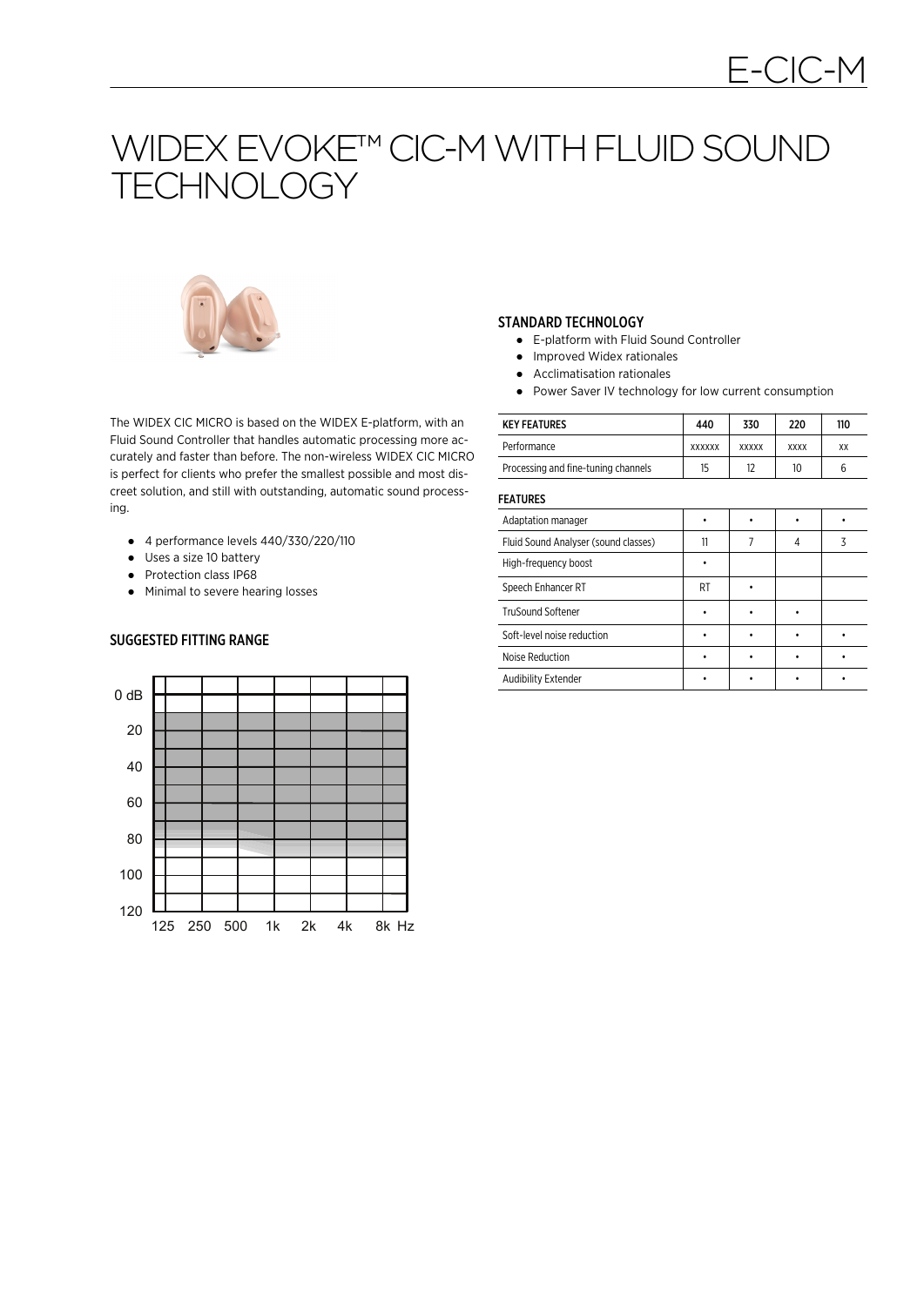# WIDEX EVOKE™ CIC-M WITH FLUID SOUND TECHNOLOGY

The WIDEX CIC MICRO is based on the WIDEX E-platform, with an Fluid Sound Controller that handles automatic processing more accurately and faster than before. The non-wireless WIDEX CIC MICRO is perfect for clients who prefer the smallest possible and most discreet solution, and still with outstanding, automatic sound processing.

- 4 performance levels 440/330/220/110
- Uses a size 10 battery
- Protection class IP68
- Minimal to severe hearing losses

## SUGGESTED FITTING RANGE

## STANDARD TECHNOLOGY

- E-platform with Fluid Sound Controller
- Improved Widex rationales
- Acclimatisation rationales
- Power Saver IV technology for low current consumption

| KEY FEATURES | 440 | 330 | 220 | 110 |
|---|---|---|---|---|
| Performance | xxxxxx | xxxxx | xxxx | xx |
| Processing and fine-tuning channels | 15 | 12 | 10 | 6 |
| **FEATURES** | | | | |
| Adaptation manager | • | • | • | • |
| Fluid Sound Analyser (sound classes) | 11 | 7 | 4 | 3 |
| High-frequency boost | • | | | |
| Speech Enhancer RT | RT | • | | |
| TruSound Softener | • | • | • | |
| Soft-level noise reduction | • | • | • | • |
| Noise Reduction | • | • | • | • |
| Audibility Extender | • | • | • | • |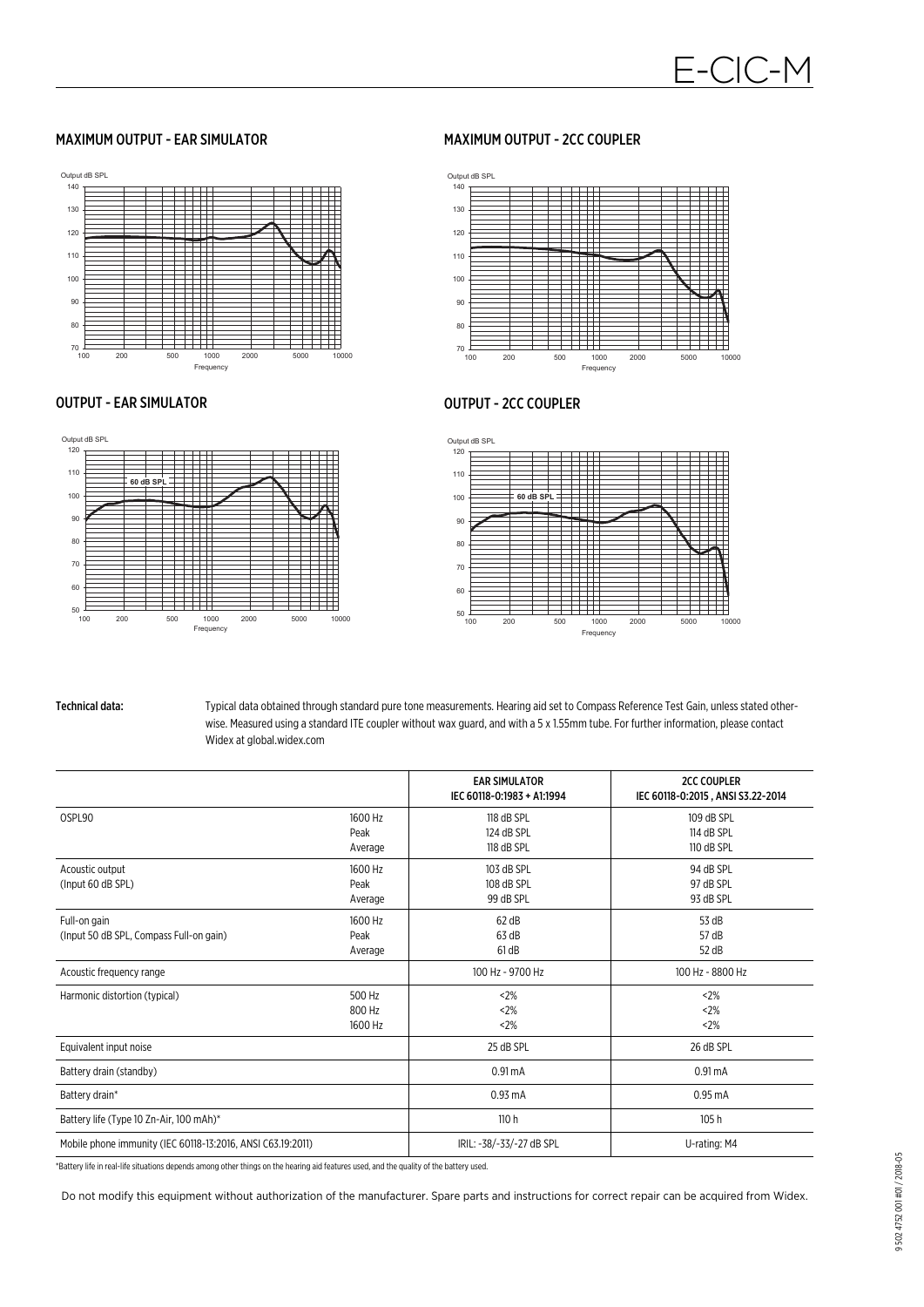# E-CIC-M

## MAXIMUM OUTPUT - EAR SIMULATOR

Output dB SPL
140
130
120
110
100
90
80
70
100 200 500 1000 2000 5000 10000
Frequency

## MAXIMUM OUTPUT - 2CC COUPLER

Output dB SPL
140
130
120
110
100
90
80
70
100 200 500 1000 2000 5000 10000
Frequency

## OUTPUT - EAR SIMULATOR

Output dB SPL
120
110
100
90
80
70
60
50
60 dB SPL
100 200 500 1000 2000 5000 10000
Frequency

## OUTPUT - 2CC COUPLER

Output dB SPL
120
110
100
90
80
70
60
50
60 dB SPL
100 200 500 1000 2000 5000 10000
Frequency

**Technical data:** Typical data obtained through standard pure tone measurements. Hearing aid set to Compass Reference Test Gain, unless stated otherwise. Measured using a standard ITE coupler without wax guard, and with a 5 x 1.55mm tube. For further information, please contact Widex at global.widex.com

| | | EAR SIMULATOR IEC 60118-0:1983 + A1:1994 | 2CC COUPLER IEC 60118-0:2015 , ANSI S3.22-2014 |
|---|---|---|---|
| OSPL90 | 1600 Hz<br>Peak<br>Average | 118 dB SPL<br>124 dB SPL<br>118 dB SPL | 109 dB SPL<br>114 dB SPL<br>110 dB SPL |
| Acoustic output<br>(Input 60 dB SPL) | 1600 Hz<br>Peak<br>Average | 103 dB SPL<br>108 dB SPL<br>99 dB SPL | 94 dB SPL<br>97 dB SPL<br>93 dB SPL |
| Full-on gain<br>(Input 50 dB SPL, Compass Full-on gain) | 1600 Hz<br>Peak<br>Average | 62 dB<br>63 dB<br>61 dB | 53 dB<br>57 dB<br>52 dB |
| Acoustic frequency range | | 100 Hz - 9700 Hz | 100 Hz - 8800 Hz |
| Harmonic distortion (typical) | 500 Hz<br>800 Hz<br>1600 Hz | <2%<br><2%<br><2% | <2%<br><2%<br><2% |
| Equivalent input noise | | 25 dB SPL | 26 dB SPL |
| Battery drain (standby) | | 0.91 mA | 0.91 mA |
| Battery drain* | | 0.93 mA | 0.95 mA |
| Battery life (Type 10 Zn-Air, 100 mAh)* | | 110 h | 105 h |
| Mobile phone immunity (IEC 60118-13:2016, ANSI C63.19:2011) | | IRIL: -38/-33/-27 dB SPL | U-rating: M4 |

*Battery life in real-life situations depends among other things on the hearing aid features used, and the quality of the battery used.

Do not modify this equipment without authorization of the manufacturer. Spare parts and instructions for correct repair can be acquired from Widex.

9 502 4752 001 #01 / 2018-05